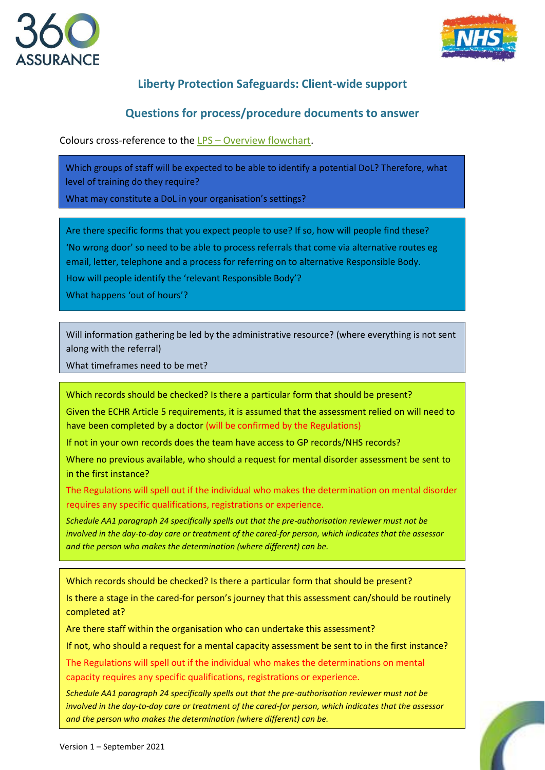## Liberty Protection Safeguards: Client-wide support

## Questions for process/procedure documents to answer

Colours cross-reference to the LPS – Overview flowchart.

Which groups of staff will be expected to be able to identify a potential DoL? Therefore, what level of training do they require?

What may constitute a DoL in your organisation's settings?

---

Are there specific forms that you expect people to use? If so, how will people find these?

'No wrong door' so need to be able to process referrals that come via alternative routes eg email, letter, telephone and a process for referring on to alternative Responsible Body.

How will people identify the 'relevant Responsible Body'?

What happens 'out of hours'?

---

Will information gathering be led by the administrative resource? (where everything is not sent along with the referral)

What timeframes need to be met?

---

Which records should be checked? Is there a particular form that should be present?

Given the ECHR Article 5 requirements, it is assumed that the assessment relied on will need to have been completed by a doctor (will be confirmed by the Regulations)

If not in your own records does the team have access to GP records/NHS records?

Where no previous available, who should a request for mental disorder assessment be sent to in the first instance?

The Regulations will spell out if the individual who makes the determination on mental disorder requires any specific qualifications, registrations or experience.

*Schedule AA1 paragraph 24 specifically spells out that the pre-authorisation reviewer must not be involved in the day-to-day care or treatment of the cared-for person, which indicates that the assessor and the person who makes the determination (where different) can be.*

---

Which records should be checked? Is there a particular form that should be present?

Is there a stage in the cared-for person's journey that this assessment can/should be routinely completed at?

Are there staff within the organisation who can undertake this assessment?

If not, who should a request for a mental capacity assessment be sent to in the first instance?

The Regulations will spell out if the individual who makes the determinations on mental capacity requires any specific qualifications, registrations or experience.

*Schedule AA1 paragraph 24 specifically spells out that the pre-authorisation reviewer must not be involved in the day-to-day care or treatment of the cared-for person, which indicates that the assessor and the person who makes the determination (where different) can be.*

Version 1 – September 2021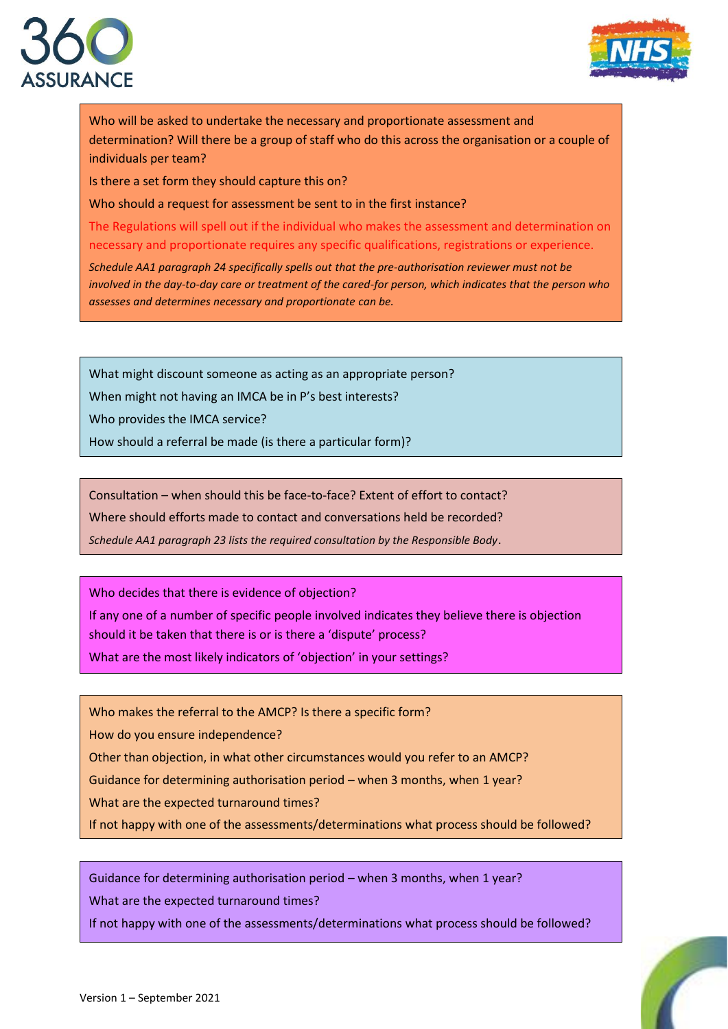Who will be asked to undertake the necessary and proportionate assessment and determination? Will there be a group of staff who do this across the organisation or a couple of individuals per team?

Is there a set form they should capture this on?

Who should a request for assessment be sent to in the first instance?

The Regulations will spell out if the individual who makes the assessment and determination on necessary and proportionate requires any specific qualifications, registrations or experience.

*Schedule AA1 paragraph 24 specifically spells out that the pre-authorisation reviewer must not be involved in the day-to-day care or treatment of the cared-for person, which indicates that the person who assesses and determines necessary and proportionate can be.*

---

What might discount someone as acting as an appropriate person?

When might not having an IMCA be in P's best interests?

Who provides the IMCA service?

How should a referral be made (is there a particular form)?

---

Consultation – when should this be face-to-face? Extent of effort to contact?

Where should efforts made to contact and conversations held be recorded?

*Schedule AA1 paragraph 23 lists the required consultation by the Responsible Body*.

---

Who decides that there is evidence of objection?

If any one of a number of specific people involved indicates they believe there is objection should it be taken that there is or is there a 'dispute' process?

What are the most likely indicators of 'objection' in your settings?

---

Who makes the referral to the AMCP? Is there a specific form?

How do you ensure independence?

Other than objection, in what other circumstances would you refer to an AMCP?

Guidance for determining authorisation period – when 3 months, when 1 year?

What are the expected turnaround times?

If not happy with one of the assessments/determinations what process should be followed?

---

Guidance for determining authorisation period – when 3 months, when 1 year?

What are the expected turnaround times?

If not happy with one of the assessments/determinations what process should be followed?

Version 1 – September 2021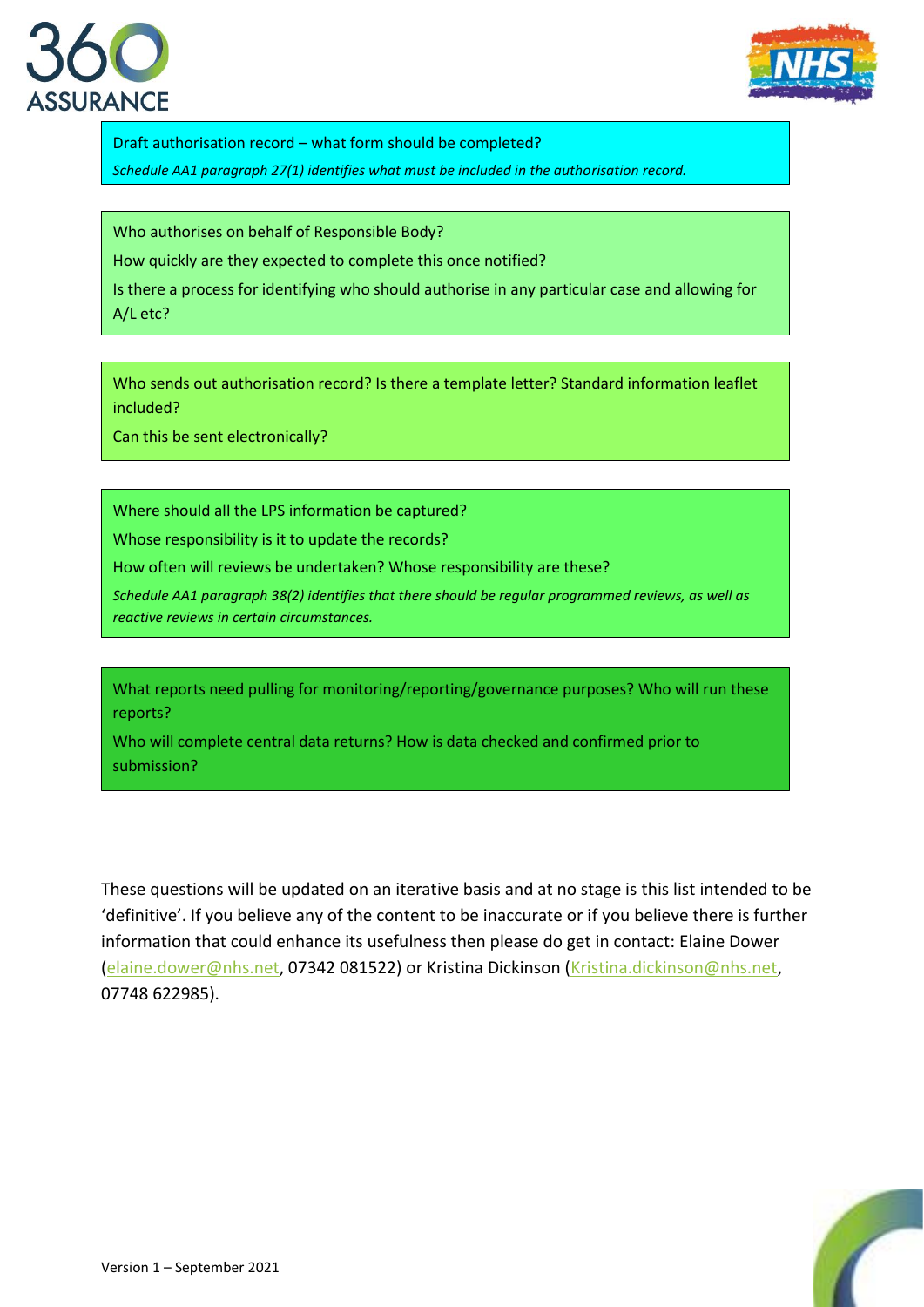Draft authorisation record – what form should be completed?

*Schedule AA1 paragraph 27(1) identifies what must be included in the authorisation record.*

Who authorises on behalf of Responsible Body?

How quickly are they expected to complete this once notified?

Is there a process for identifying who should authorise in any particular case and allowing for A/L etc?

Who sends out authorisation record? Is there a template letter? Standard information leaflet included?

Can this be sent electronically?

Where should all the LPS information be captured?

Whose responsibility is it to update the records?

How often will reviews be undertaken? Whose responsibility are these?

*Schedule AA1 paragraph 38(2) identifies that there should be regular programmed reviews, as well as reactive reviews in certain circumstances.*

What reports need pulling for monitoring/reporting/governance purposes? Who will run these reports?

Who will complete central data returns? How is data checked and confirmed prior to submission?

These questions will be updated on an iterative basis and at no stage is this list intended to be 'definitive'. If you believe any of the content to be inaccurate or if you believe there is further information that could enhance its usefulness then please do get in contact: Elaine Dower (elaine.dower@nhs.net, 07342 081522) or Kristina Dickinson (Kristina.dickinson@nhs.net, 07748 622985).

Version 1 – September 2021